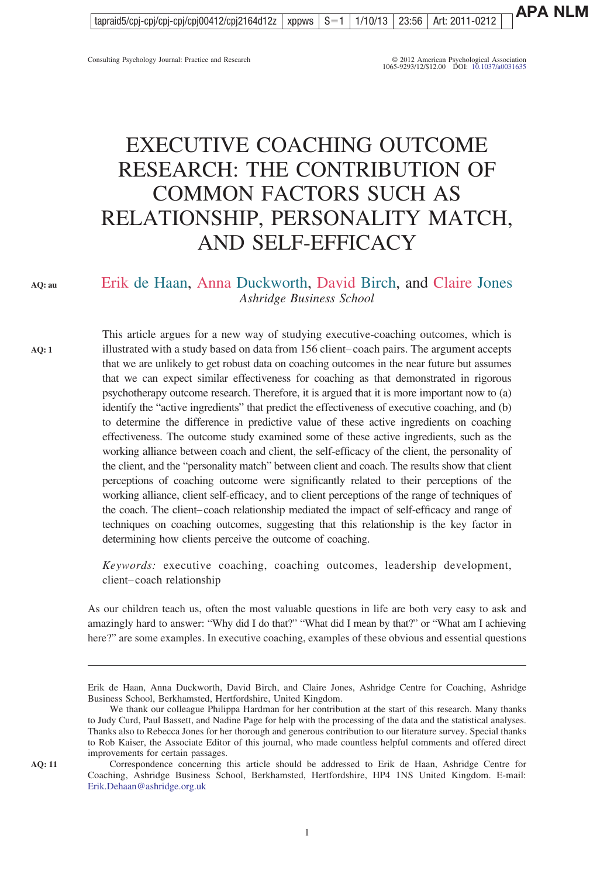# EXECUTIVE COACHING OUTCOME RESEARCH: THE CONTRIBUTION OF COMMON FACTORS SUCH AS RELATIONSHIP, PERSONALITY MATCH, AND SELF-EFFICACY

Erik de Haan, Anna Duckworth, David Birch, and Claire Jones
*Ashridge Business School*

This article argues for a new way of studying executive-coaching outcomes, which is illustrated with a study based on data from 156 client–coach pairs. The argument accepts that we are unlikely to get robust data on coaching outcomes in the near future but assumes that we can expect similar effectiveness for coaching as that demonstrated in rigorous psychotherapy outcome research. Therefore, it is argued that it is more important now to (a) identify the "active ingredients" that predict the effectiveness of executive coaching, and (b) to determine the difference in predictive value of these active ingredients on coaching effectiveness. The outcome study examined some of these active ingredients, such as the working alliance between coach and client, the self-efficacy of the client, the personality of the client, and the "personality match" between client and coach. The results show that client perceptions of coaching outcome were significantly related to their perceptions of the working alliance, client self-efficacy, and to client perceptions of the range of techniques of the coach. The client–coach relationship mediated the impact of self-efficacy and range of techniques on coaching outcomes, suggesting that this relationship is the key factor in determining how clients perceive the outcome of coaching.

*Keywords:* executive coaching, coaching outcomes, leadership development, client–coach relationship

As our children teach us, often the most valuable questions in life are both very easy to ask and amazingly hard to answer: "Why did I do that?" "What did I mean by that?" or "What am I achieving here?" are some examples. In executive coaching, examples of these obvious and essential questions

---

Erik de Haan, Anna Duckworth, David Birch, and Claire Jones, Ashridge Centre for Coaching, Ashridge Business School, Berkhamsted, Hertfordshire, United Kingdom.

We thank our colleague Philippa Hardman for her contribution at the start of this research. Many thanks to Judy Curd, Paul Bassett, and Nadine Page for help with the processing of the data and the statistical analyses. Thanks also to Rebecca Jones for her thorough and generous contribution to our literature survey. Special thanks to Rob Kaiser, the Associate Editor of this journal, who made countless helpful comments and offered direct improvements for certain passages.

Correspondence concerning this article should be addressed to Erik de Haan, Ashridge Centre for Coaching, Ashridge Business School, Berkhamsted, Hertfordshire, HP4 1NS United Kingdom. E-mail: Erik.Dehaan@ashridge.org.uk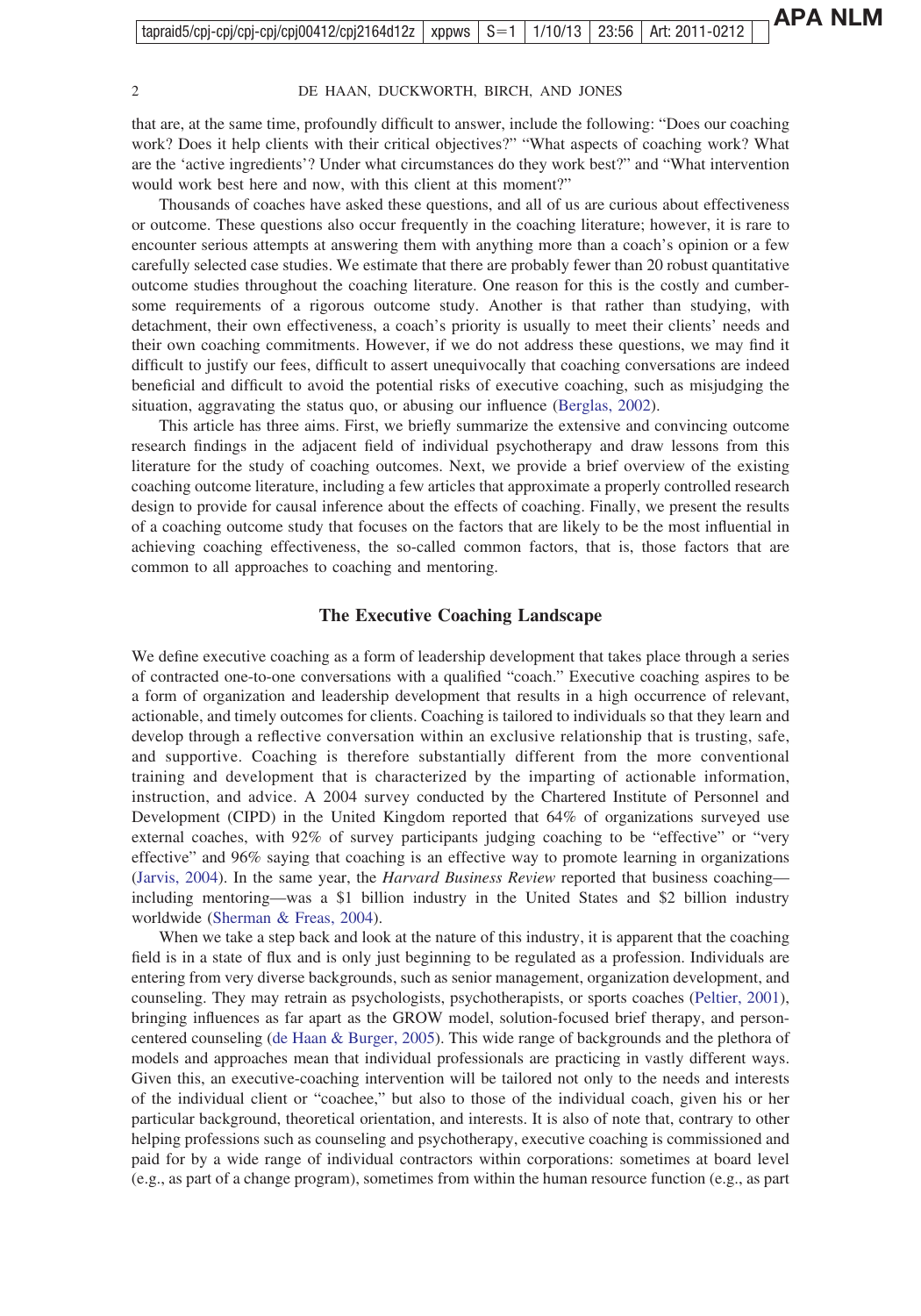that are, at the same time, profoundly difficult to answer, include the following: "Does our coaching work? Does it help clients with their critical objectives?" "What aspects of coaching work? What are the 'active ingredients'? Under what circumstances do they work best?" and "What intervention would work best here and now, with this client at this moment?"

Thousands of coaches have asked these questions, and all of us are curious about effectiveness or outcome. These questions also occur frequently in the coaching literature; however, it is rare to encounter serious attempts at answering them with anything more than a coach's opinion or a few carefully selected case studies. We estimate that there are probably fewer than 20 robust quantitative outcome studies throughout the coaching literature. One reason for this is the costly and cumbersome requirements of a rigorous outcome study. Another is that rather than studying, with detachment, their own effectiveness, a coach's priority is usually to meet their clients' needs and their own coaching commitments. However, if we do not address these questions, we may find it difficult to justify our fees, difficult to assert unequivocally that coaching conversations are indeed beneficial and difficult to avoid the potential risks of executive coaching, such as misjudging the situation, aggravating the status quo, or abusing our influence (Berglas, 2002).

This article has three aims. First, we briefly summarize the extensive and convincing outcome research findings in the adjacent field of individual psychotherapy and draw lessons from this literature for the study of coaching outcomes. Next, we provide a brief overview of the existing coaching outcome literature, including a few articles that approximate a properly controlled research design to provide for causal inference about the effects of coaching. Finally, we present the results of a coaching outcome study that focuses on the factors that are likely to be the most influential in achieving coaching effectiveness, the so-called common factors, that is, those factors that are common to all approaches to coaching and mentoring.

## The Executive Coaching Landscape

We define executive coaching as a form of leadership development that takes place through a series of contracted one-to-one conversations with a qualified "coach." Executive coaching aspires to be a form of organization and leadership development that results in a high occurrence of relevant, actionable, and timely outcomes for clients. Coaching is tailored to individuals so that they learn and develop through a reflective conversation within an exclusive relationship that is trusting, safe, and supportive. Coaching is therefore substantially different from the more conventional training and development that is characterized by the imparting of actionable information, instruction, and advice. A 2004 survey conducted by the Chartered Institute of Personnel and Development (CIPD) in the United Kingdom reported that 64% of organizations surveyed use external coaches, with 92% of survey participants judging coaching to be "effective" or "very effective" and 96% saying that coaching is an effective way to promote learning in organizations (Jarvis, 2004). In the same year, the *Harvard Business Review* reported that business coaching—including mentoring—was a $1 billion industry in the United States and $2 billion industry worldwide (Sherman & Freas, 2004).

When we take a step back and look at the nature of this industry, it is apparent that the coaching field is in a state of flux and is only just beginning to be regulated as a profession. Individuals are entering from very diverse backgrounds, such as senior management, organization development, and counseling. They may retrain as psychologists, psychotherapists, or sports coaches (Peltier, 2001), bringing influences as far apart as the GROW model, solution-focused brief therapy, and person-centered counseling (de Haan & Burger, 2005). This wide range of backgrounds and the plethora of models and approaches mean that individual professionals are practicing in vastly different ways. Given this, an executive-coaching intervention will be tailored not only to the needs and interests of the individual client or "coachee," but also to those of the individual coach, given his or her particular background, theoretical orientation, and interests. It is also of note that, contrary to other helping professions such as counseling and psychotherapy, executive coaching is commissioned and paid for by a wide range of individual contractors within corporations: sometimes at board level (e.g., as part of a change program), sometimes from within the human resource function (e.g., as part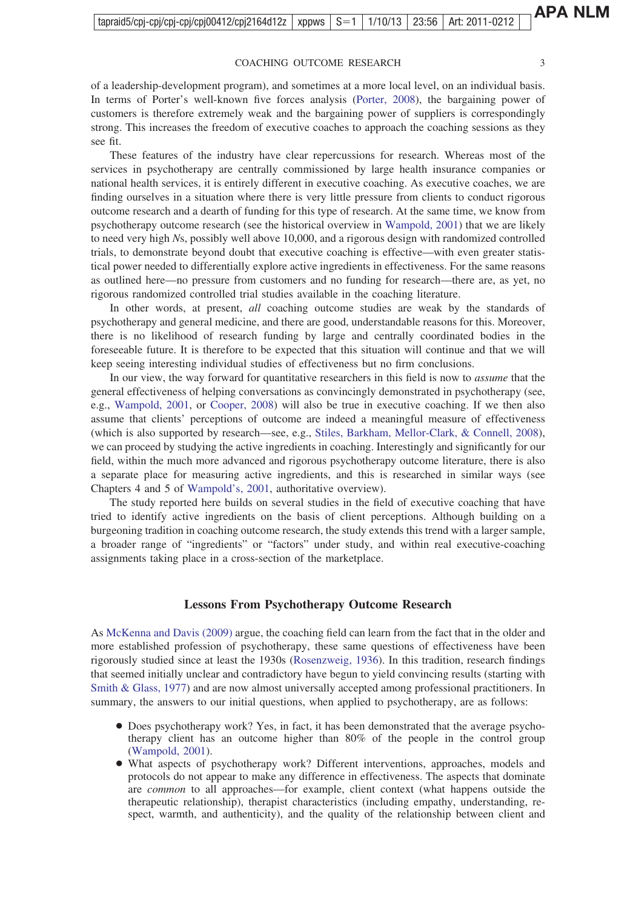of a leadership-development program), and sometimes at a more local level, on an individual basis. In terms of Porter's well-known five forces analysis (Porter, 2008), the bargaining power of customers is therefore extremely weak and the bargaining power of suppliers is correspondingly strong. This increases the freedom of executive coaches to approach the coaching sessions as they see fit.

These features of the industry have clear repercussions for research. Whereas most of the services in psychotherapy are centrally commissioned by large health insurance companies or national health services, it is entirely different in executive coaching. As executive coaches, we are finding ourselves in a situation where there is very little pressure from clients to conduct rigorous outcome research and a dearth of funding for this type of research. At the same time, we know from psychotherapy outcome research (see the historical overview in Wampold, 2001) that we are likely to need very high *N*s, possibly well above 10,000, and a rigorous design with randomized controlled trials, to demonstrate beyond doubt that executive coaching is effective—with even greater statistical power needed to differentially explore active ingredients in effectiveness. For the same reasons as outlined here—no pressure from customers and no funding for research—there are, as yet, no rigorous randomized controlled trial studies available in the coaching literature.

In other words, at present, *all* coaching outcome studies are weak by the standards of psychotherapy and general medicine, and there are good, understandable reasons for this. Moreover, there is no likelihood of research funding by large and centrally coordinated bodies in the foreseeable future. It is therefore to be expected that this situation will continue and that we will keep seeing interesting individual studies of effectiveness but no firm conclusions.

In our view, the way forward for quantitative researchers in this field is now to *assume* that the general effectiveness of helping conversations as convincingly demonstrated in psychotherapy (see, e.g., Wampold, 2001, or Cooper, 2008) will also be true in executive coaching. If we then also assume that clients' perceptions of outcome are indeed a meaningful measure of effectiveness (which is also supported by research—see, e.g., Stiles, Barkham, Mellor-Clark, & Connell, 2008), we can proceed by studying the active ingredients in coaching. Interestingly and significantly for our field, within the much more advanced and rigorous psychotherapy outcome literature, there is also a separate place for measuring active ingredients, and this is researched in similar ways (see Chapters 4 and 5 of Wampold's, 2001, authoritative overview).

The study reported here builds on several studies in the field of executive coaching that have tried to identify active ingredients on the basis of client perceptions. Although building on a burgeoning tradition in coaching outcome research, the study extends this trend with a larger sample, a broader range of "ingredients" or "factors" under study, and within real executive-coaching assignments taking place in a cross-section of the marketplace.

## Lessons From Psychotherapy Outcome Research

As McKenna and Davis (2009) argue, the coaching field can learn from the fact that in the older and more established profession of psychotherapy, these same questions of effectiveness have been rigorously studied since at least the 1930s (Rosenzweig, 1936). In this tradition, research findings that seemed initially unclear and contradictory have begun to yield convincing results (starting with Smith & Glass, 1977) and are now almost universally accepted among professional practitioners. In summary, the answers to our initial questions, when applied to psychotherapy, are as follows:

- Does psychotherapy work? Yes, in fact, it has been demonstrated that the average psychotherapy client has an outcome higher than 80% of the people in the control group (Wampold, 2001).
- What aspects of psychotherapy work? Different interventions, approaches, models and protocols do not appear to make any difference in effectiveness. The aspects that dominate are *common* to all approaches—for example, client context (what happens outside the therapeutic relationship), therapist characteristics (including empathy, understanding, respect, warmth, and authenticity), and the quality of the relationship between client and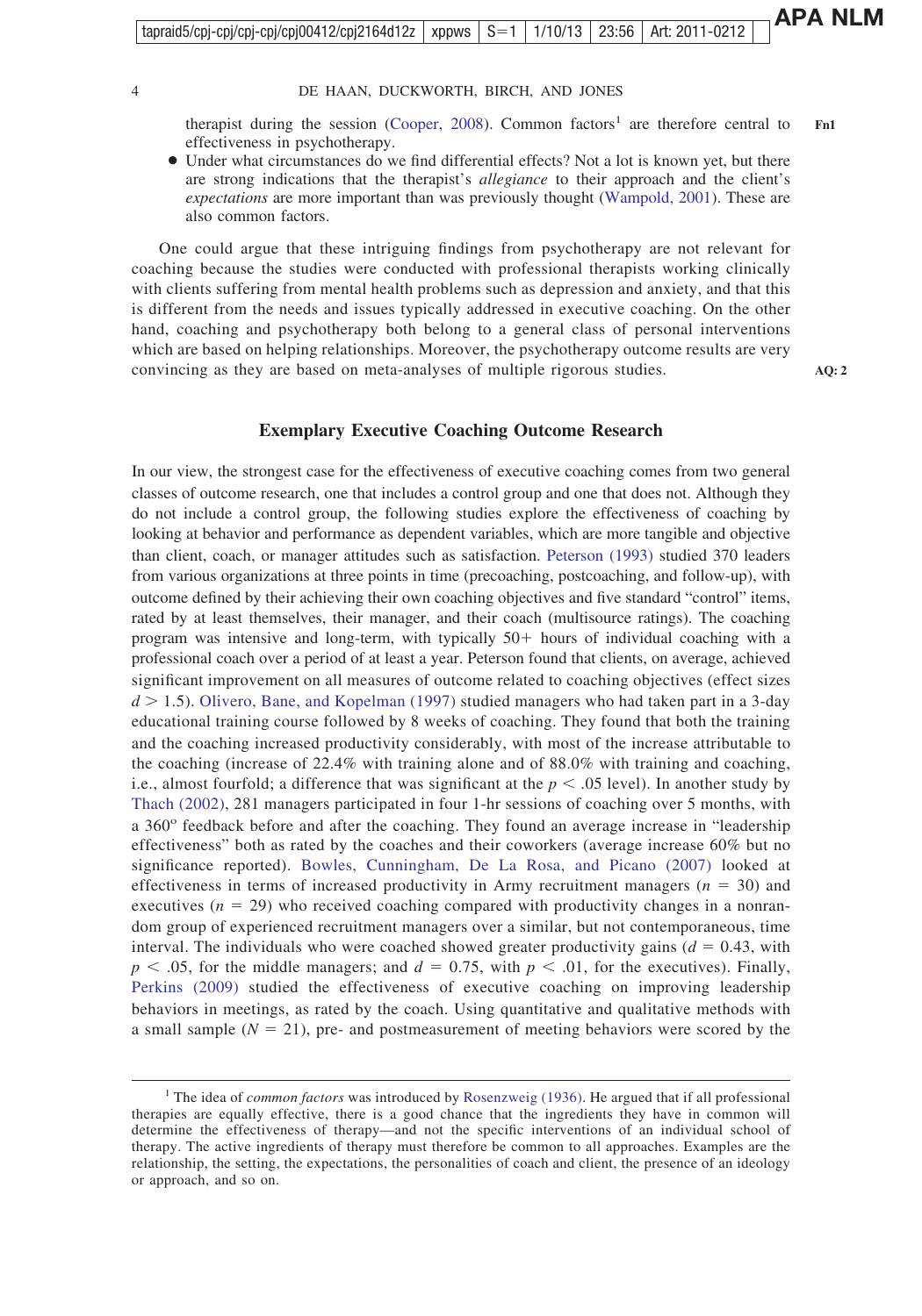therapist during the session (Cooper, 2008). Common factors[1] are therefore central to effectiveness in psychotherapy.

- Under what circumstances do we find differential effects? Not a lot is known yet, but there are strong indications that the therapist's *allegiance* to their approach and the client's *expectations* are more important than was previously thought (Wampold, 2001). These are also common factors.

One could argue that these intriguing findings from psychotherapy are not relevant for coaching because the studies were conducted with professional therapists working clinically with clients suffering from mental health problems such as depression and anxiety, and that this is different from the needs and issues typically addressed in executive coaching. On the other hand, coaching and psychotherapy both belong to a general class of personal interventions which are based on helping relationships. Moreover, the psychotherapy outcome results are very convincing as they are based on meta-analyses of multiple rigorous studies.

## Exemplary Executive Coaching Outcome Research

In our view, the strongest case for the effectiveness of executive coaching comes from two general classes of outcome research, one that includes a control group and one that does not. Although they do not include a control group, the following studies explore the effectiveness of coaching by looking at behavior and performance as dependent variables, which are more tangible and objective than client, coach, or manager attitudes such as satisfaction. Peterson (1993) studied 370 leaders from various organizations at three points in time (precoaching, postcoaching, and follow-up), with outcome defined by their achieving their own coaching objectives and five standard "control" items, rated by at least themselves, their manager, and their coach (multisource ratings). The coaching program was intensive and long-term, with typically 50+ hours of individual coaching with a professional coach over a period of at least a year. Peterson found that clients, on average, achieved significant improvement on all measures of outcome related to coaching objectives (effect sizes $d > 1.5$). Olivero, Bane, and Kopelman (1997) studied managers who had taken part in a 3-day educational training course followed by 8 weeks of coaching. They found that both the training and the coaching increased productivity considerably, with most of the increase attributable to the coaching (increase of 22.4% with training alone and of 88.0% with training and coaching, i.e., almost fourfold; a difference that was significant at the $p < .05$ level). In another study by Thach (2002), 281 managers participated in four 1-hr sessions of coaching over 5 months, with a 360° feedback before and after the coaching. They found an average increase in "leadership effectiveness" both as rated by the coaches and their coworkers (average increase 60% but no significance reported). Bowles, Cunningham, De La Rosa, and Picano (2007) looked at effectiveness in terms of increased productivity in Army recruitment managers ($n = 30$) and executives ($n = 29$) who received coaching compared with productivity changes in a nonrandom group of experienced recruitment managers over a similar, but not contemporaneous, time interval. The individuals who were coached showed greater productivity gains ($d = 0.43$, with $p < .05$, for the middle managers; and $d = 0.75$, with $p < .01$, for the executives). Finally, Perkins (2009) studied the effectiveness of executive coaching on improving leadership behaviors in meetings, as rated by the coach. Using quantitative and qualitative methods with a small sample ($N = 21$), pre- and postmeasurement of meeting behaviors were scored by the

[1] The idea of *common factors* was introduced by Rosenzweig (1936). He argued that if all professional therapies are equally effective, there is a good chance that the ingredients they have in common will determine the effectiveness of therapy—and not the specific interventions of an individual school of therapy. The active ingredients of therapy must therefore be common to all approaches. Examples are the relationship, the setting, the expectations, the personalities of coach and client, the presence of an ideology or approach, and so on.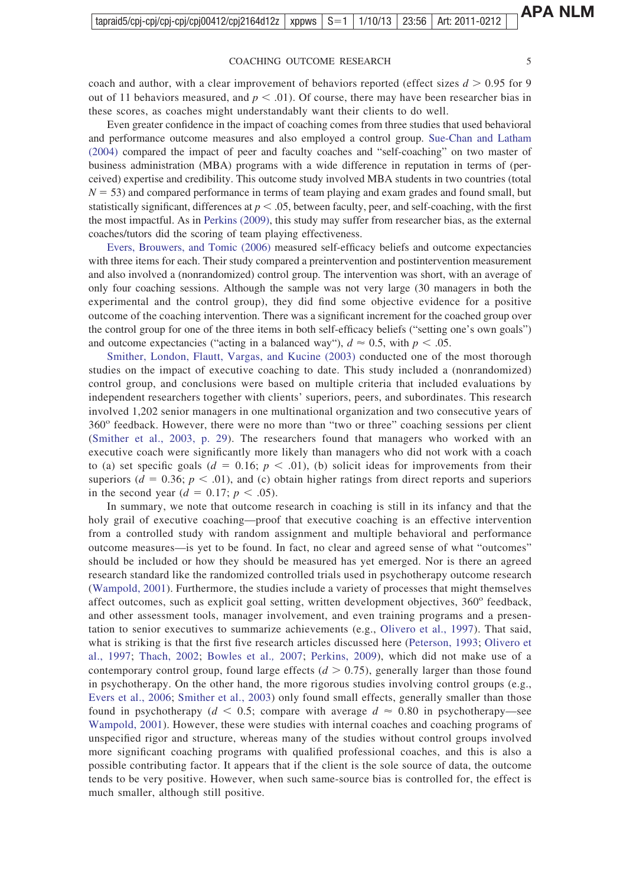coach and author, with a clear improvement of behaviors reported (effect sizes $d > 0.95$ for 9 out of 11 behaviors measured, and $p < .01$). Of course, there may have been researcher bias in these scores, as coaches might understandably want their clients to do well.

Even greater confidence in the impact of coaching comes from three studies that used behavioral and performance outcome measures and also employed a control group. Sue-Chan and Latham (2004) compared the impact of peer and faculty coaches and "self-coaching" on two master of business administration (MBA) programs with a wide difference in reputation in terms of (perceived) expertise and credibility. This outcome study involved MBA students in two countries (total $N = 53$) and compared performance in terms of team playing and exam grades and found small, but statistically significant, differences at $p < .05$, between faculty, peer, and self-coaching, with the first the most impactful. As in Perkins (2009), this study may suffer from researcher bias, as the external coaches/tutors did the scoring of team playing effectiveness.

Evers, Brouwers, and Tomic (2006) measured self-efficacy beliefs and outcome expectancies with three items for each. Their study compared a preintervention and postintervention measurement and also involved a (nonrandomized) control group. The intervention was short, with an average of only four coaching sessions. Although the sample was not very large (30 managers in both the experimental and the control group), they did find some objective evidence for a positive outcome of the coaching intervention. There was a significant increment for the coached group over the control group for one of the three items in both self-efficacy beliefs ("setting one's own goals") and outcome expectancies ("acting in a balanced way"), $d \approx 0.5$, with $p < .05$.

Smither, London, Flautt, Vargas, and Kucine (2003) conducted one of the most thorough studies on the impact of executive coaching to date. This study included a (nonrandomized) control group, and conclusions were based on multiple criteria that included evaluations by independent researchers together with clients' superiors, peers, and subordinates. This research involved 1,202 senior managers in one multinational organization and two consecutive years of 360° feedback. However, there were no more than "two or three" coaching sessions per client (Smither et al., 2003, p. 29). The researchers found that managers who worked with an executive coach were significantly more likely than managers who did not work with a coach to (a) set specific goals ($d = 0.16$; $p < .01$), (b) solicit ideas for improvements from their superiors ($d = 0.36$; $p < .01$), and (c) obtain higher ratings from direct reports and superiors in the second year ($d = 0.17$; $p < .05$).

In summary, we note that outcome research in coaching is still in its infancy and that the holy grail of executive coaching—proof that executive coaching is an effective intervention from a controlled study with random assignment and multiple behavioral and performance outcome measures—is yet to be found. In fact, no clear and agreed sense of what "outcomes" should be included or how they should be measured has yet emerged. Nor is there an agreed research standard like the randomized controlled trials used in psychotherapy outcome research (Wampold, 2001). Furthermore, the studies include a variety of processes that might themselves affect outcomes, such as explicit goal setting, written development objectives, 360° feedback, and other assessment tools, manager involvement, and even training programs and a presentation to senior executives to summarize achievements (e.g., Olivero et al., 1997). That said, what is striking is that the first five research articles discussed here (Peterson, 1993; Olivero et al., 1997; Thach, 2002; Bowles et al., 2007; Perkins, 2009), which did not make use of a contemporary control group, found large effects ($d > 0.75$), generally larger than those found in psychotherapy. On the other hand, the more rigorous studies involving control groups (e.g., Evers et al., 2006; Smither et al., 2003) only found small effects, generally smaller than those found in psychotherapy ($d < 0.5$; compare with average $d \approx 0.80$ in psychotherapy—see Wampold, 2001). However, these were studies with internal coaches and coaching programs of unspecified rigor and structure, whereas many of the studies without control groups involved more significant coaching programs with qualified professional coaches, and this is also a possible contributing factor. It appears that if the client is the sole source of data, the outcome tends to be very positive. However, when such same-source bias is controlled for, the effect is much smaller, although still positive.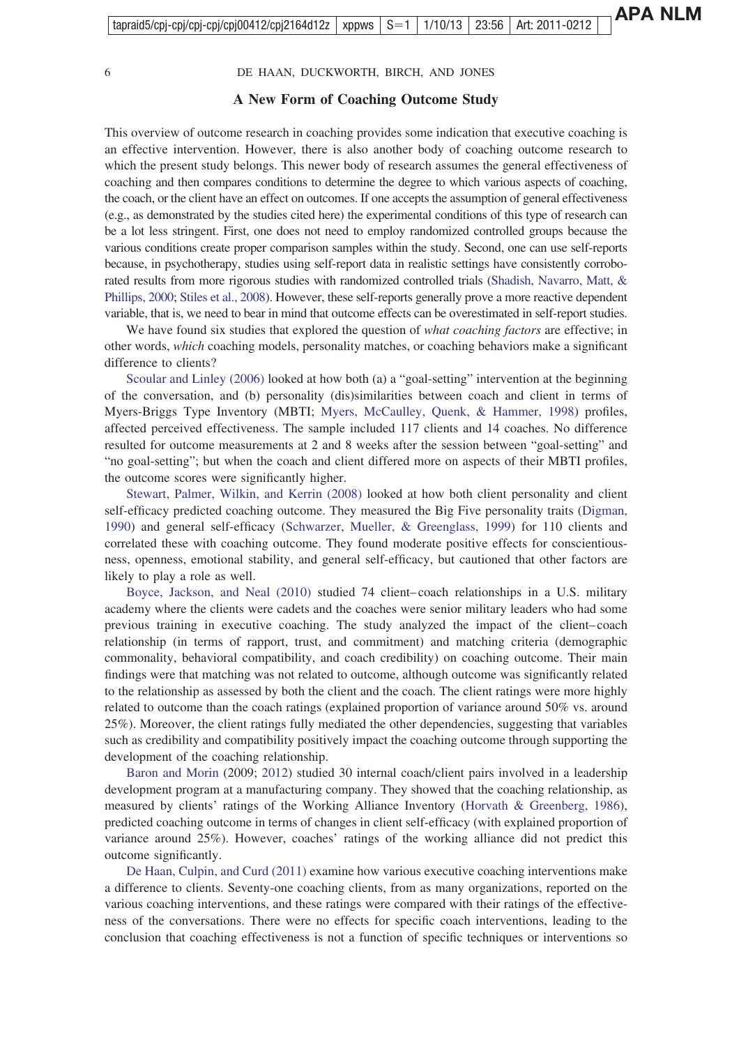## A New Form of Coaching Outcome Study

This overview of outcome research in coaching provides some indication that executive coaching is an effective intervention. However, there is also another body of coaching outcome research to which the present study belongs. This newer body of research assumes the general effectiveness of coaching and then compares conditions to determine the degree to which various aspects of coaching, the coach, or the client have an effect on outcomes. If one accepts the assumption of general effectiveness (e.g., as demonstrated by the studies cited here) the experimental conditions of this type of research can be a lot less stringent. First, one does not need to employ randomized controlled groups because the various conditions create proper comparison samples within the study. Second, one can use self-reports because, in psychotherapy, studies using self-report data in realistic settings have consistently corroborated results from more rigorous studies with randomized controlled trials (Shadish, Navarro, Matt, & Phillips, 2000; Stiles et al., 2008). However, these self-reports generally prove a more reactive dependent variable, that is, we need to bear in mind that outcome effects can be overestimated in self-report studies.

We have found six studies that explored the question of *what coaching factors* are effective; in other words, *which* coaching models, personality matches, or coaching behaviors make a significant difference to clients?

Scoular and Linley (2006) looked at how both (a) a "goal-setting" intervention at the beginning of the conversation, and (b) personality (dis)similarities between coach and client in terms of Myers-Briggs Type Inventory (MBTI; Myers, McCaulley, Quenk, & Hammer, 1998) profiles, affected perceived effectiveness. The sample included 117 clients and 14 coaches. No difference resulted for outcome measurements at 2 and 8 weeks after the session between "goal-setting" and "no goal-setting"; but when the coach and client differed more on aspects of their MBTI profiles, the outcome scores were significantly higher.

Stewart, Palmer, Wilkin, and Kerrin (2008) looked at how both client personality and client self-efficacy predicted coaching outcome. They measured the Big Five personality traits (Digman, 1990) and general self-efficacy (Schwarzer, Mueller, & Greenglass, 1999) for 110 clients and correlated these with coaching outcome. They found moderate positive effects for conscientiousness, openness, emotional stability, and general self-efficacy, but cautioned that other factors are likely to play a role as well.

Boyce, Jackson, and Neal (2010) studied 74 client–coach relationships in a U.S. military academy where the clients were cadets and the coaches were senior military leaders who had some previous training in executive coaching. The study analyzed the impact of the client–coach relationship (in terms of rapport, trust, and commitment) and matching criteria (demographic commonality, behavioral compatibility, and coach credibility) on coaching outcome. Their main findings were that matching was not related to outcome, although outcome was significantly related to the relationship as assessed by both the client and the coach. The client ratings were more highly related to outcome than the coach ratings (explained proportion of variance around 50% vs. around 25%). Moreover, the client ratings fully mediated the other dependencies, suggesting that variables such as credibility and compatibility positively impact the coaching outcome through supporting the development of the coaching relationship.

Baron and Morin (2009; 2012) studied 30 internal coach/client pairs involved in a leadership development program at a manufacturing company. They showed that the coaching relationship, as measured by clients' ratings of the Working Alliance Inventory (Horvath & Greenberg, 1986), predicted coaching outcome in terms of changes in client self-efficacy (with explained proportion of variance around 25%). However, coaches' ratings of the working alliance did not predict this outcome significantly.

De Haan, Culpin, and Curd (2011) examine how various executive coaching interventions make a difference to clients. Seventy-one coaching clients, from as many organizations, reported on the various coaching interventions, and these ratings were compared with their ratings of the effectiveness of the conversations. There were no effects for specific coach interventions, leading to the conclusion that coaching effectiveness is not a function of specific techniques or interventions so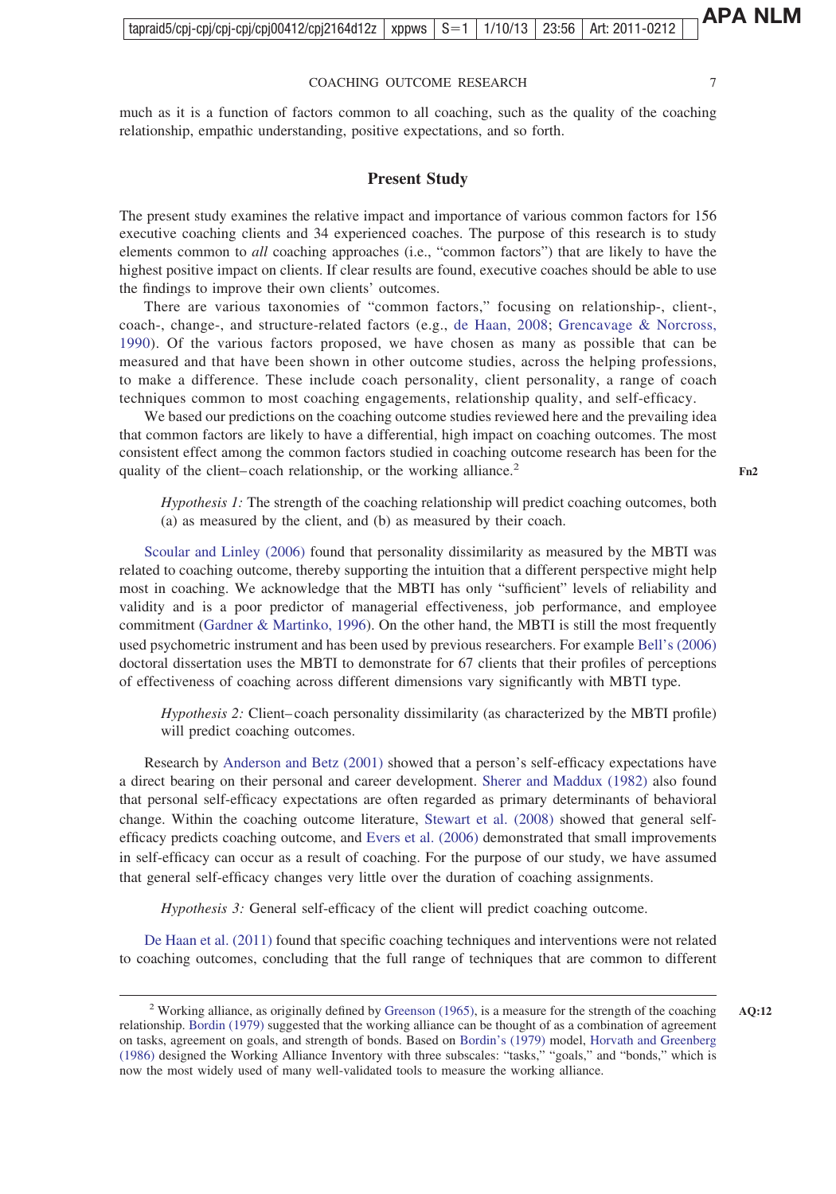much as it is a function of factors common to all coaching, such as the quality of the coaching relationship, empathic understanding, positive expectations, and so forth.

## Present Study

The present study examines the relative impact and importance of various common factors for 156 executive coaching clients and 34 experienced coaches. The purpose of this research is to study elements common to *all* coaching approaches (i.e., "common factors") that are likely to have the highest positive impact on clients. If clear results are found, executive coaches should be able to use the findings to improve their own clients' outcomes.

There are various taxonomies of "common factors," focusing on relationship-, client-, coach-, change-, and structure-related factors (e.g., de Haan, 2008; Grencavage & Norcross, 1990). Of the various factors proposed, we have chosen as many as possible that can be measured and that have been shown in other outcome studies, across the helping professions, to make a difference. These include coach personality, client personality, a range of coach techniques common to most coaching engagements, relationship quality, and self-efficacy.

We based our predictions on the coaching outcome studies reviewed here and the prevailing idea that common factors are likely to have a differential, high impact on coaching outcomes. The most consistent effect among the common factors studied in coaching outcome research has been for the quality of the client–coach relationship, or the working alliance.[2]

> *Hypothesis 1:* The strength of the coaching relationship will predict coaching outcomes, both (a) as measured by the client, and (b) as measured by their coach.

Scoular and Linley (2006) found that personality dissimilarity as measured by the MBTI was related to coaching outcome, thereby supporting the intuition that a different perspective might help most in coaching. We acknowledge that the MBTI has only "sufficient" levels of reliability and validity and is a poor predictor of managerial effectiveness, job performance, and employee commitment (Gardner & Martinko, 1996). On the other hand, the MBTI is still the most frequently used psychometric instrument and has been used by previous researchers. For example Bell's (2006) doctoral dissertation uses the MBTI to demonstrate for 67 clients that their profiles of perceptions of effectiveness of coaching across different dimensions vary significantly with MBTI type.

> *Hypothesis 2:* Client–coach personality dissimilarity (as characterized by the MBTI profile) will predict coaching outcomes.

Research by Anderson and Betz (2001) showed that a person's self-efficacy expectations have a direct bearing on their personal and career development. Sherer and Maddux (1982) also found that personal self-efficacy expectations are often regarded as primary determinants of behavioral change. Within the coaching outcome literature, Stewart et al. (2008) showed that general self-efficacy predicts coaching outcome, and Evers et al. (2006) demonstrated that small improvements in self-efficacy can occur as a result of coaching. For the purpose of our study, we have assumed that general self-efficacy changes very little over the duration of coaching assignments.

> *Hypothesis 3:* General self-efficacy of the client will predict coaching outcome.

De Haan et al. (2011) found that specific coaching techniques and interventions were not related to coaching outcomes, concluding that the full range of techniques that are common to different

---

[2] Working alliance, as originally defined by Greenson (1965), is a measure for the strength of the coaching relationship. Bordin (1979) suggested that the working alliance can be thought of as a combination of agreement on tasks, agreement on goals, and strength of bonds. Based on Bordin's (1979) model, Horvath and Greenberg (1986) designed the Working Alliance Inventory with three subscales: "tasks," "goals," and "bonds," which is now the most widely used of many well-validated tools to measure the working alliance.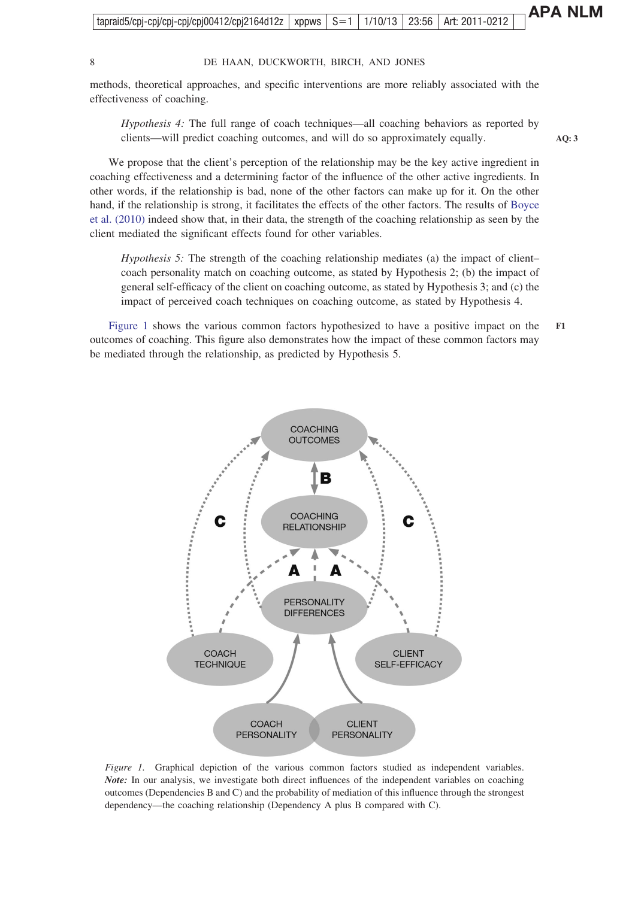methods, theoretical approaches, and specific interventions are more reliably associated with the effectiveness of coaching.

> *Hypothesis 4:* The full range of coach techniques—all coaching behaviors as reported by clients—will predict coaching outcomes, and will do so approximately equally.

We propose that the client's perception of the relationship may be the key active ingredient in coaching effectiveness and a determining factor of the influence of the other active ingredients. In other words, if the relationship is bad, none of the other factors can make up for it. On the other hand, if the relationship is strong, it facilitates the effects of the other factors. The results of Boyce et al. (2010) indeed show that, in their data, the strength of the coaching relationship as seen by the client mediated the significant effects found for other variables.

> *Hypothesis 5:* The strength of the coaching relationship mediates (a) the impact of client–coach personality match on coaching outcome, as stated by Hypothesis 2; (b) the impact of general self-efficacy of the client on coaching outcome, as stated by Hypothesis 3; and (c) the impact of perceived coach techniques on coaching outcome, as stated by Hypothesis 4.

Figure 1 shows the various common factors hypothesized to have a positive impact on the outcomes of coaching. This figure also demonstrates how the impact of these common factors may be mediated through the relationship, as predicted by Hypothesis 5.

*Figure 1.* Graphical depiction of the various common factors studied as independent variables. ***Note:*** In our analysis, we investigate both direct influences of the independent variables on coaching outcomes (Dependencies B and C) and the probability of mediation of this influence through the strongest dependency—the coaching relationship (Dependency A plus B compared with C).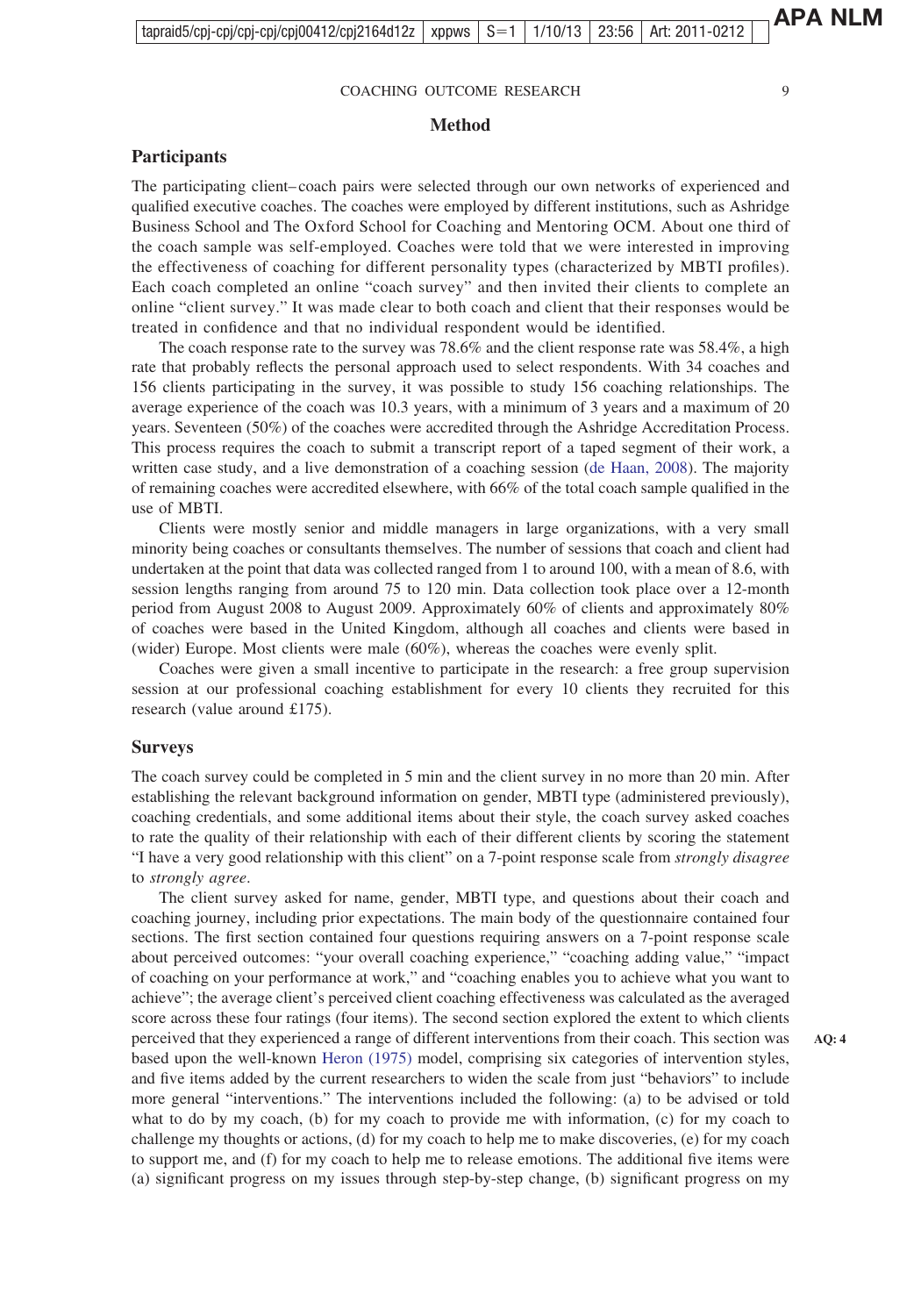# Method

## Participants

The participating client–coach pairs were selected through our own networks of experienced and qualified executive coaches. The coaches were employed by different institutions, such as Ashridge Business School and The Oxford School for Coaching and Mentoring OCM. About one third of the coach sample was self-employed. Coaches were told that we were interested in improving the effectiveness of coaching for different personality types (characterized by MBTI profiles). Each coach completed an online "coach survey" and then invited their clients to complete an online "client survey." It was made clear to both coach and client that their responses would be treated in confidence and that no individual respondent would be identified.

The coach response rate to the survey was 78.6% and the client response rate was 58.4%, a high rate that probably reflects the personal approach used to select respondents. With 34 coaches and 156 clients participating in the survey, it was possible to study 156 coaching relationships. The average experience of the coach was 10.3 years, with a minimum of 3 years and a maximum of 20 years. Seventeen (50%) of the coaches were accredited through the Ashridge Accreditation Process. This process requires the coach to submit a transcript report of a taped segment of their work, a written case study, and a live demonstration of a coaching session (de Haan, 2008). The majority of remaining coaches were accredited elsewhere, with 66% of the total coach sample qualified in the use of MBTI.

Clients were mostly senior and middle managers in large organizations, with a very small minority being coaches or consultants themselves. The number of sessions that coach and client had undertaken at the point that data was collected ranged from 1 to around 100, with a mean of 8.6, with session lengths ranging from around 75 to 120 min. Data collection took place over a 12-month period from August 2008 to August 2009. Approximately 60% of clients and approximately 80% of coaches were based in the United Kingdom, although all coaches and clients were based in (wider) Europe. Most clients were male (60%), whereas the coaches were evenly split.

Coaches were given a small incentive to participate in the research: a free group supervision session at our professional coaching establishment for every 10 clients they recruited for this research (value around £175).

## Surveys

The coach survey could be completed in 5 min and the client survey in no more than 20 min. After establishing the relevant background information on gender, MBTI type (administered previously), coaching credentials, and some additional items about their style, the coach survey asked coaches to rate the quality of their relationship with each of their different clients by scoring the statement "I have a very good relationship with this client" on a 7-point response scale from *strongly disagree* to *strongly agree*.

The client survey asked for name, gender, MBTI type, and questions about their coach and coaching journey, including prior expectations. The main body of the questionnaire contained four sections. The first section contained four questions requiring answers on a 7-point response scale about perceived outcomes: "your overall coaching experience," "coaching adding value," "impact of coaching on your performance at work," and "coaching enables you to achieve what you want to achieve"; the average client's perceived client coaching effectiveness was calculated as the averaged score across these four ratings (four items). The second section explored the extent to which clients perceived that they experienced a range of different interventions from their coach. This section was based upon the well-known Heron (1975) model, comprising six categories of intervention styles, and five items added by the current researchers to widen the scale from just "behaviors" to include more general "interventions." The interventions included the following: (a) to be advised or told what to do by my coach, (b) for my coach to provide me with information, (c) for my coach to challenge my thoughts or actions, (d) for my coach to help me to make discoveries, (e) for my coach to support me, and (f) for my coach to help me to release emotions. The additional five items were (a) significant progress on my issues through step-by-step change, (b) significant progress on my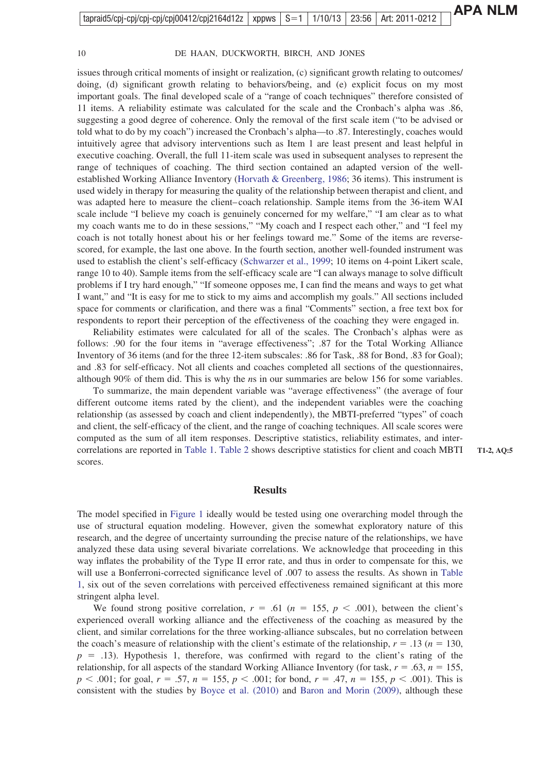issues through critical moments of insight or realization, (c) significant growth relating to outcomes/doing, (d) significant growth relating to behaviors/being, and (e) explicit focus on my most important goals. The final developed scale of a "range of coach techniques" therefore consisted of 11 items. A reliability estimate was calculated for the scale and the Cronbach's alpha was .86, suggesting a good degree of coherence. Only the removal of the first scale item ("to be advised or told what to do by my coach") increased the Cronbach's alpha—to .87. Interestingly, coaches would intuitively agree that advisory interventions such as Item 1 are least present and least helpful in executive coaching. Overall, the full 11-item scale was used in subsequent analyses to represent the range of techniques of coaching. The third section contained an adapted version of the well-established Working Alliance Inventory (Horvath & Greenberg, 1986; 36 items). This instrument is used widely in therapy for measuring the quality of the relationship between therapist and client, and was adapted here to measure the client–coach relationship. Sample items from the 36-item WAI scale include "I believe my coach is genuinely concerned for my welfare," "I am clear as to what my coach wants me to do in these sessions," "My coach and I respect each other," and "I feel my coach is not totally honest about his or her feelings toward me." Some of the items are reverse-scored, for example, the last one above. In the fourth section, another well-founded instrument was used to establish the client's self-efficacy (Schwarzer et al., 1999; 10 items on 4-point Likert scale, range 10 to 40). Sample items from the self-efficacy scale are "I can always manage to solve difficult problems if I try hard enough," "If someone opposes me, I can find the means and ways to get what I want," and "It is easy for me to stick to my aims and accomplish my goals." All sections included space for comments or clarification, and there was a final "Comments" section, a free text box for respondents to report their perception of the effectiveness of the coaching they were engaged in.

Reliability estimates were calculated for all of the scales. The Cronbach's alphas were as follows: .90 for the four items in "average effectiveness"; .87 for the Total Working Alliance Inventory of 36 items (and for the three 12-item subscales: .86 for Task, .88 for Bond, .83 for Goal); and .83 for self-efficacy. Not all clients and coaches completed all sections of the questionnaires, although 90% of them did. This is why the *n*s in our summaries are below 156 for some variables.

To summarize, the main dependent variable was "average effectiveness" (the average of four different outcome items rated by the client), and the independent variables were the coaching relationship (as assessed by coach and client independently), the MBTI-preferred "types" of coach and client, the self-efficacy of the client, and the range of coaching techniques. All scale scores were computed as the sum of all item responses. Descriptive statistics, reliability estimates, and inter-correlations are reported in Table 1. Table 2 shows descriptive statistics for client and coach MBTI scores.

## Results

The model specified in Figure 1 ideally would be tested using one overarching model through the use of structural equation modeling. However, given the somewhat exploratory nature of this research, and the degree of uncertainty surrounding the precise nature of the relationships, we have analyzed these data using several bivariate correlations. We acknowledge that proceeding in this way inflates the probability of the Type II error rate, and thus in order to compensate for this, we will use a Bonferroni-corrected significance level of .007 to assess the results. As shown in Table 1, six out of the seven correlations with perceived effectiveness remained significant at this more stringent alpha level.

We found strong positive correlation, $r = .61$ ($n = 155$, $p < .001$), between the client's experienced overall working alliance and the effectiveness of the coaching as measured by the client, and similar correlations for the three working-alliance subscales, but no correlation between the coach's measure of relationship with the client's estimate of the relationship, $r = .13$ ($n = 130$, $p = .13$). Hypothesis 1, therefore, was confirmed with regard to the client's rating of the relationship, for all aspects of the standard Working Alliance Inventory (for task, $r = .63$, $n = 155$, $p < .001$; for goal, $r = .57$, $n = 155$, $p < .001$; for bond, $r = .47$, $n = 155$, $p < .001$). This is consistent with the studies by Boyce et al. (2010) and Baron and Morin (2009), although these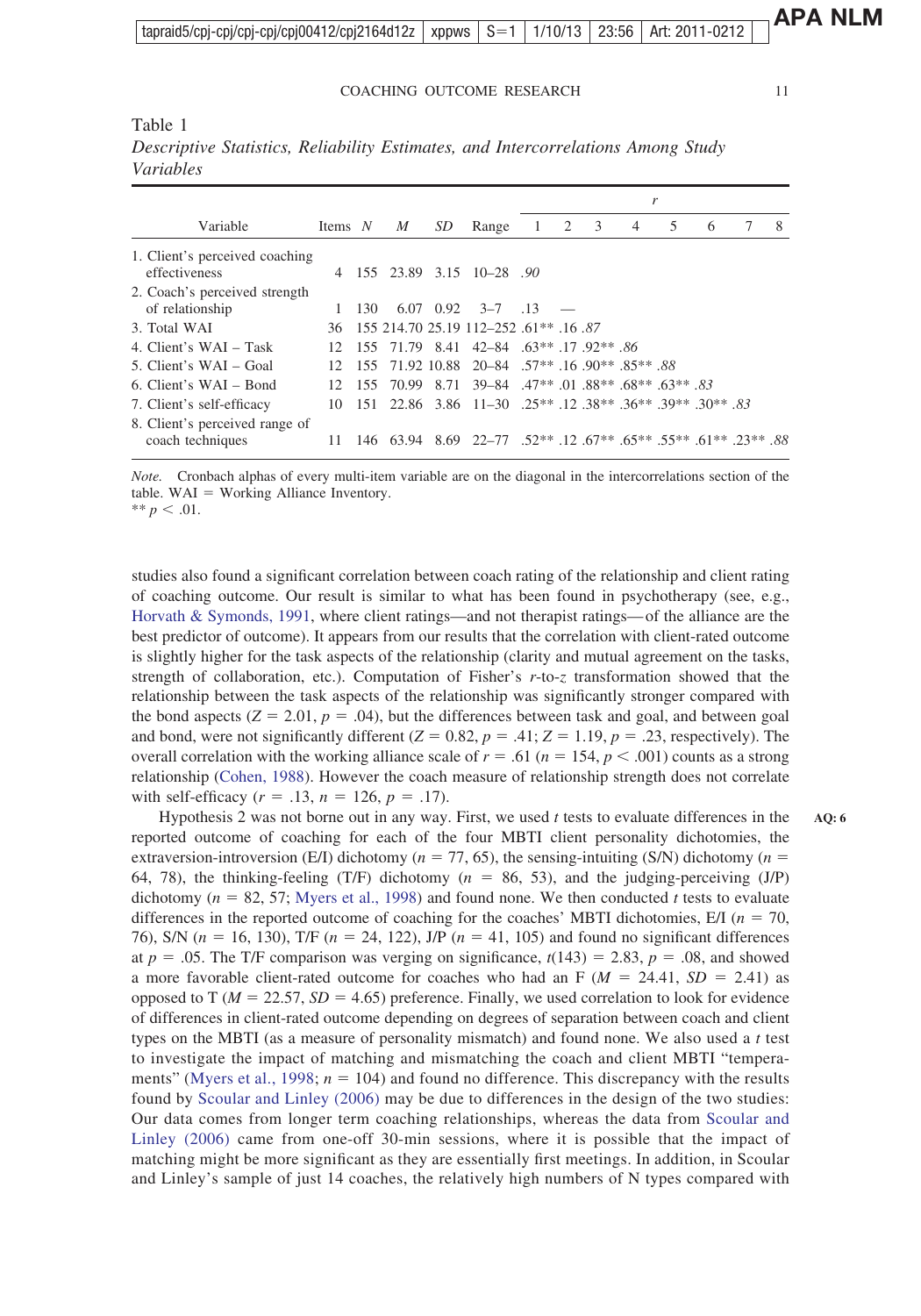Table 1
*Descriptive Statistics, Reliability Estimates, and Intercorrelations Among Study Variables*

| Variable | Items | *N* | *M* | *SD* | Range | *r* 1 | 2 | 3 | 4 | 5 | 6 | 7 | 8 |
|---|---|---|---|---|---|---|---|---|---|---|---|---|---|
| 1. Client's perceived coaching effectiveness | 4 | 155 | 23.89 | 3.15 | 10–28 | *.90* | | | | | | | |
| 2. Coach's perceived strength of relationship | 1 | 130 | 6.07 | 0.92 | 3–7 | .13 | — | | | | | | |
| 3. Total WAI | 36 | 155 | 214.70 | 25.19 | 112–252 | .61** | .16 | *.87* | | | | | |
| 4. Client's WAI – Task | 12 | 155 | 71.79 | 8.41 | 42–84 | .63** | .17 | .92** | *.86* | | | | |
| 5. Client's WAI – Goal | 12 | 155 | 71.92 | 10.88 | 20–84 | .57** | .16 | .90** | .85** | *.88* | | | |
| 6. Client's WAI – Bond | 12 | 155 | 70.99 | 8.71 | 39–84 | .47** | .01 | .88** | .68** | .63** | *.83* | | |
| 7. Client's self-efficacy | 10 | 151 | 22.86 | 3.86 | 11–30 | .25** | .12 | .38** | .36** | .39** | .30** | *.83* | |
| 8. Client's perceived range of coach techniques | 11 | 146 | 63.94 | 8.69 | 22–77 | .52** | .12 | .67** | .65** | .55** | .61** | .23** | *.88* |

*Note.* Cronbach alphas of every multi-item variable are on the diagonal in the intercorrelations section of the table. WAI = Working Alliance Inventory.
** $p < .01$.

studies also found a significant correlation between coach rating of the relationship and client rating of coaching outcome. Our result is similar to what has been found in psychotherapy (see, e.g., Horvath & Symonds, 1991, where client ratings—and not therapist ratings—of the alliance are the best predictor of outcome). It appears from our results that the correlation with client-rated outcome is slightly higher for the task aspects of the relationship (clarity and mutual agreement on the tasks, strength of collaboration, etc.). Computation of Fisher's $r$-to-$z$ transformation showed that the relationship between the task aspects of the relationship was significantly stronger compared with the bond aspects ($Z = 2.01$, $p = .04$), but the differences between task and goal, and between goal and bond, were not significantly different ($Z = 0.82$, $p = .41$; $Z = 1.19$, $p = .23$, respectively). The overall correlation with the working alliance scale of $r = .61$ ($n = 154$, $p < .001$) counts as a strong relationship (Cohen, 1988). However the coach measure of relationship strength does not correlate with self-efficacy ($r = .13$, $n = 126$, $p = .17$).

Hypothesis 2 was not borne out in any way. First, we used $t$ tests to evaluate differences in the reported outcome of coaching for each of the four MBTI client personality dichotomies, the extraversion-introversion (E/I) dichotomy ($n = 77, 65$), the sensing-intuiting (S/N) dichotomy ($n = 64, 78$), the thinking-feeling (T/F) dichotomy ($n = 86, 53$), and the judging-perceiving (J/P) dichotomy ($n = 82, 57$; Myers et al., 1998) and found none. We then conducted $t$ tests to evaluate differences in the reported outcome of coaching for the coaches' MBTI dichotomies, E/I ($n = 70, 76$), S/N ($n = 16, 130$), T/F ($n = 24, 122$), J/P ($n = 41, 105$) and found no significant differences at $p = .05$. The T/F comparison was verging on significance, $t(143) = 2.83$, $p = .08$, and showed a more favorable client-rated outcome for coaches who had an F ($M = 24.41$, $SD = 2.41$) as opposed to T ($M = 22.57$, $SD = 4.65$) preference. Finally, we used correlation to look for evidence of differences in client-rated outcome depending on degrees of separation between coach and client types on the MBTI (as a measure of personality mismatch) and found none. We also used a $t$ test to investigate the impact of matching and mismatching the coach and client MBTI "temperaments" (Myers et al., 1998; $n = 104$) and found no difference. This discrepancy with the results found by Scoular and Linley (2006) may be due to differences in the design of the two studies: Our data comes from longer term coaching relationships, whereas the data from Scoular and Linley (2006) came from one-off 30-min sessions, where it is possible that the impact of matching might be more significant as they are essentially first meetings. In addition, in Scoular and Linley's sample of just 14 coaches, the relatively high numbers of N types compared with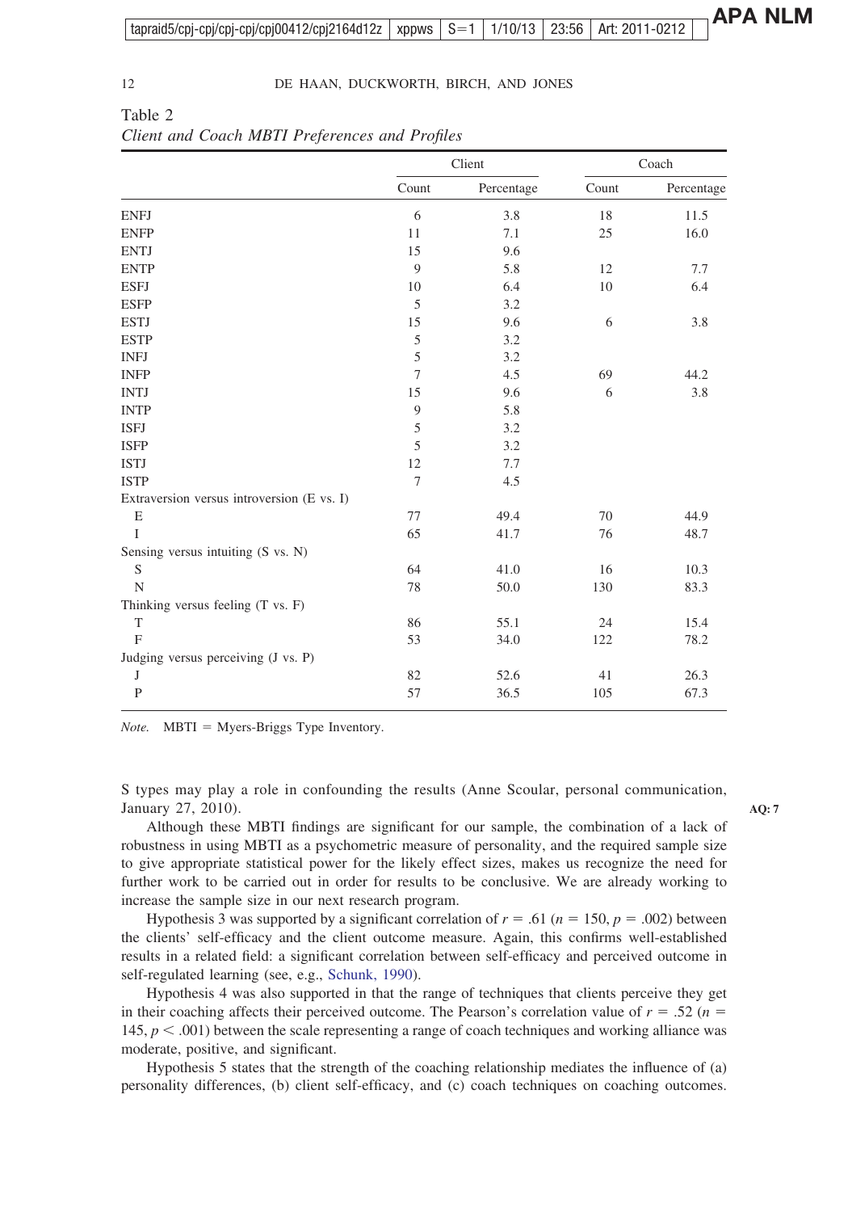Table 2
*Client and Coach MBTI Preferences and Profiles*

| | Client | | Coach | |
|---|---|---|---|---|
| | Count | Percentage | Count | Percentage |
| ENFJ | 6 | 3.8 | 18 | 11.5 |
| ENFP | 11 | 7.1 | 25 | 16.0 |
| ENTJ | 15 | 9.6 | | |
| ENTP | 9 | 5.8 | 12 | 7.7 |
| ESFJ | 10 | 6.4 | 10 | 6.4 |
| ESFP | 5 | 3.2 | | |
| ESTJ | 15 | 9.6 | 6 | 3.8 |
| ESTP | 5 | 3.2 | | |
| INFJ | 5 | 3.2 | | |
| INFP | 7 | 4.5 | 69 | 44.2 |
| INTJ | 15 | 9.6 | 6 | 3.8 |
| INTP | 9 | 5.8 | | |
| ISFJ | 5 | 3.2 | | |
| ISFP | 5 | 3.2 | | |
| ISTJ | 12 | 7.7 | | |
| ISTP | 7 | 4.5 | | |
| Extraversion versus introversion (E vs. I) | | | | |
| E | 77 | 49.4 | 70 | 44.9 |
| I | 65 | 41.7 | 76 | 48.7 |
| Sensing versus intuiting (S vs. N) | | | | |
| S | 64 | 41.0 | 16 | 10.3 |
| N | 78 | 50.0 | 130 | 83.3 |
| Thinking versus feeling (T vs. F) | | | | |
| T | 86 | 55.1 | 24 | 15.4 |
| F | 53 | 34.0 | 122 | 78.2 |
| Judging versus perceiving (J vs. P) | | | | |
| J | 82 | 52.6 | 41 | 26.3 |
| P | 57 | 36.5 | 105 | 67.3 |

*Note.* MBTI = Myers-Briggs Type Inventory.

S types may play a role in confounding the results (Anne Scoular, personal communication, January 27, 2010).

Although these MBTI findings are significant for our sample, the combination of a lack of robustness in using MBTI as a psychometric measure of personality, and the required sample size to give appropriate statistical power for the likely effect sizes, makes us recognize the need for further work to be carried out in order for results to be conclusive. We are already working to increase the sample size in our next research program.

Hypothesis 3 was supported by a significant correlation of $r = .61$ ($n = 150$, $p = .002$) between the clients' self-efficacy and the client outcome measure. Again, this confirms well-established results in a related field: a significant correlation between self-efficacy and perceived outcome in self-regulated learning (see, e.g., Schunk, 1990).

Hypothesis 4 was also supported in that the range of techniques that clients perceive they get in their coaching affects their perceived outcome. The Pearson's correlation value of $r = .52$ ($n = 145$, $p < .001$) between the scale representing a range of coach techniques and working alliance was moderate, positive, and significant.

Hypothesis 5 states that the strength of the coaching relationship mediates the influence of (a) personality differences, (b) client self-efficacy, and (c) coach techniques on coaching outcomes.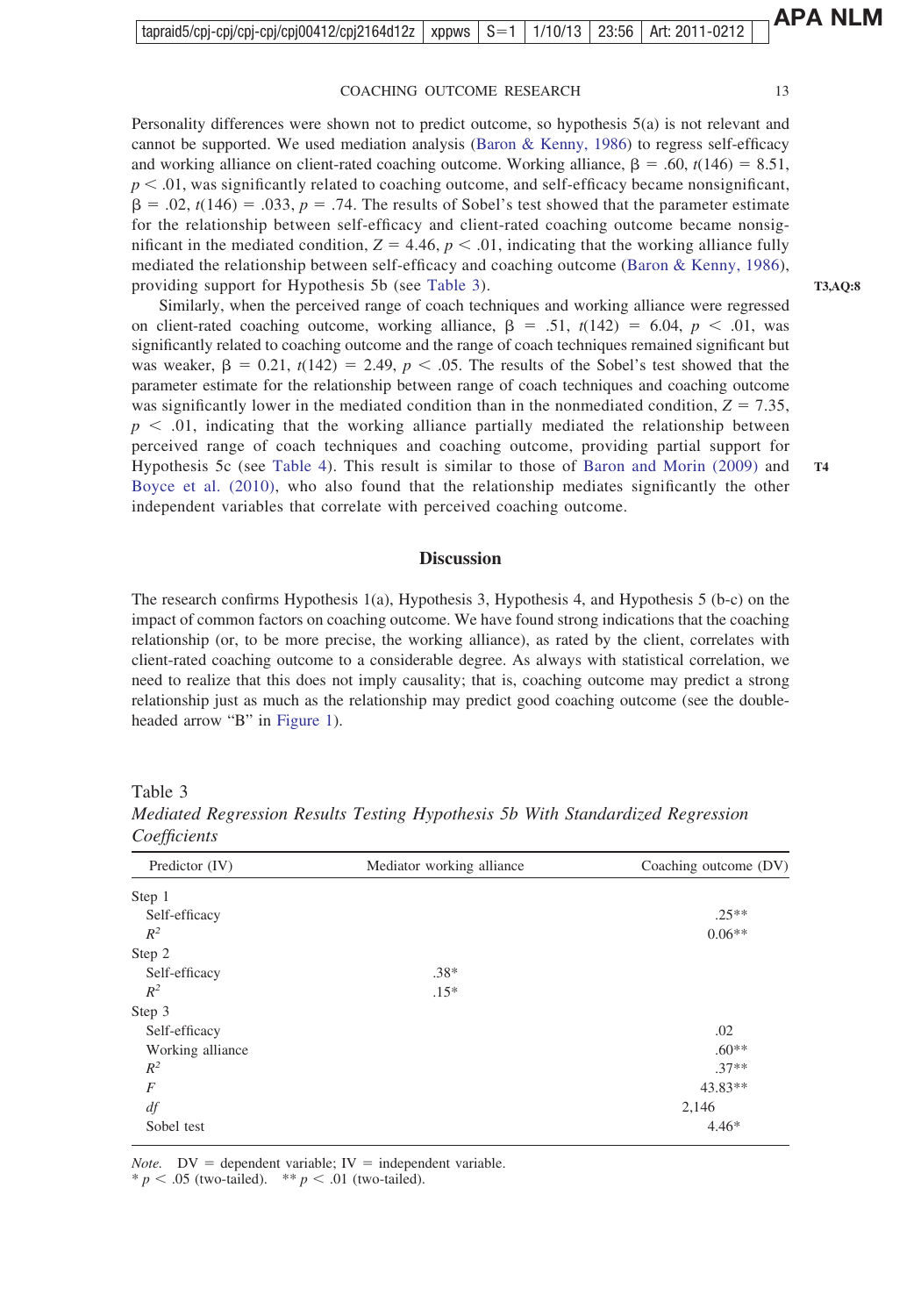Personality differences were shown not to predict outcome, so hypothesis 5(a) is not relevant and cannot be supported. We used mediation analysis (Baron & Kenny, 1986) to regress self-efficacy and working alliance on client-rated coaching outcome. Working alliance, $\beta = .60$, $t(146) = 8.51$, $p < .01$, was significantly related to coaching outcome, and self-efficacy became nonsignificant, $\beta = .02$, $t(146) = .033$, $p = .74$. The results of Sobel's test showed that the parameter estimate for the relationship between self-efficacy and client-rated coaching outcome became nonsignificant in the mediated condition, $Z = 4.46$, $p < .01$, indicating that the working alliance fully mediated the relationship between self-efficacy and coaching outcome (Baron & Kenny, 1986), providing support for Hypothesis 5b (see Table 3).

Similarly, when the perceived range of coach techniques and working alliance were regressed on client-rated coaching outcome, working alliance, $\beta = .51$, $t(142) = 6.04$, $p < .01$, was significantly related to coaching outcome and the range of coach techniques remained significant but was weaker, $\beta = 0.21$, $t(142) = 2.49$, $p < .05$. The results of the Sobel's test showed that the parameter estimate for the relationship between range of coach techniques and coaching outcome was significantly lower in the mediated condition than in the nonmediated condition, $Z = 7.35$, $p < .01$, indicating that the working alliance partially mediated the relationship between perceived range of coach techniques and coaching outcome, providing partial support for Hypothesis 5c (see Table 4). This result is similar to those of Baron and Morin (2009) and Boyce et al. (2010), who also found that the relationship mediates significantly the other independent variables that correlate with perceived coaching outcome.

## Discussion

The research confirms Hypothesis 1(a), Hypothesis 3, Hypothesis 4, and Hypothesis 5 (b-c) on the impact of common factors on coaching outcome. We have found strong indications that the coaching relationship (or, to be more precise, the working alliance), as rated by the client, correlates with client-rated coaching outcome to a considerable degree. As always with statistical correlation, we need to realize that this does not imply causality; that is, coaching outcome may predict a strong relationship just as much as the relationship may predict good coaching outcome (see the double-headed arrow "B" in Figure 1).

Table 3
*Mediated Regression Results Testing Hypothesis 5b With Standardized Regression Coefficients*

| Predictor (IV) | Mediator working alliance | Coaching outcome (DV) |
|---|---|---|
| Step 1 | | |
| Self-efficacy | | .25** |
| $R^2$ | | 0.06** |
| Step 2 | | |
| Self-efficacy | .38* | |
| $R^2$ | .15* | |
| Step 3 | | |
| Self-efficacy | | .02 |
| Working alliance | | .60** |
| $R^2$ | | .37** |
| $F$ | | 43.83** |
| $df$ | | 2,146 |
| Sobel test | | 4.46* |

*Note.* DV = dependent variable; IV = independent variable.
* $p < .05$ (two-tailed). ** $p < .01$ (two-tailed).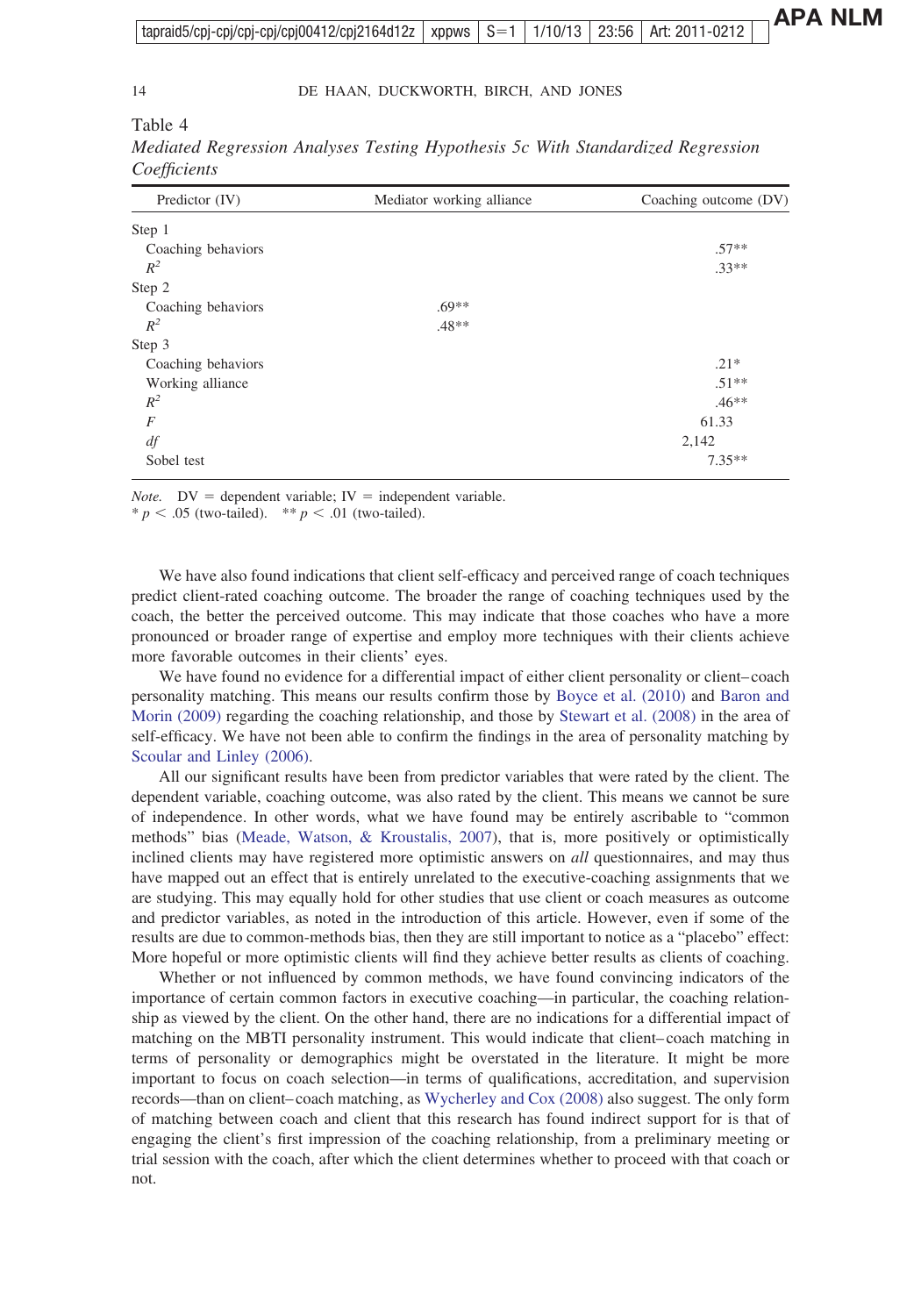Table 4
*Mediated Regression Analyses Testing Hypothesis 5c With Standardized Regression Coefficients*

| Predictor (IV) | Mediator working alliance | Coaching outcome (DV) |
|---|---|---|
| Step 1 | | |
| Coaching behaviors | | .57** |
| $R^2$ | | .33** |
| Step 2 | | |
| Coaching behaviors | .69** | |
| $R^2$ | .48** | |
| Step 3 | | |
| Coaching behaviors | | .21* |
| Working alliance | | .51** |
| $R^2$ | | .46** |
| *F* | | 61.33 |
| *df* | | 2,142 |
| Sobel test | | 7.35** |

*Note.* DV = dependent variable; IV = independent variable.
\* $p < .05$ (two-tailed). ** $p < .01$ (two-tailed).

We have also found indications that client self-efficacy and perceived range of coach techniques predict client-rated coaching outcome. The broader the range of coaching techniques used by the coach, the better the perceived outcome. This may indicate that those coaches who have a more pronounced or broader range of expertise and employ more techniques with their clients achieve more favorable outcomes in their clients' eyes.

We have found no evidence for a differential impact of either client personality or client–coach personality matching. This means our results confirm those by Boyce et al. (2010) and Baron and Morin (2009) regarding the coaching relationship, and those by Stewart et al. (2008) in the area of self-efficacy. We have not been able to confirm the findings in the area of personality matching by Scoular and Linley (2006).

All our significant results have been from predictor variables that were rated by the client. The dependent variable, coaching outcome, was also rated by the client. This means we cannot be sure of independence. In other words, what we have found may be entirely ascribable to "common methods" bias (Meade, Watson, & Kroustalis, 2007), that is, more positively or optimistically inclined clients may have registered more optimistic answers on *all* questionnaires, and may thus have mapped out an effect that is entirely unrelated to the executive-coaching assignments that we are studying. This may equally hold for other studies that use client or coach measures as outcome and predictor variables, as noted in the introduction of this article. However, even if some of the results are due to common-methods bias, then they are still important to notice as a "placebo" effect: More hopeful or more optimistic clients will find they achieve better results as clients of coaching.

Whether or not influenced by common methods, we have found convincing indicators of the importance of certain common factors in executive coaching—in particular, the coaching relationship as viewed by the client. On the other hand, there are no indications for a differential impact of matching on the MBTI personality instrument. This would indicate that client–coach matching in terms of personality or demographics might be overstated in the literature. It might be more important to focus on coach selection—in terms of qualifications, accreditation, and supervision records—than on client–coach matching, as Wycherley and Cox (2008) also suggest. The only form of matching between coach and client that this research has found indirect support for is that of engaging the client's first impression of the coaching relationship, from a preliminary meeting or trial session with the coach, after which the client determines whether to proceed with that coach or not.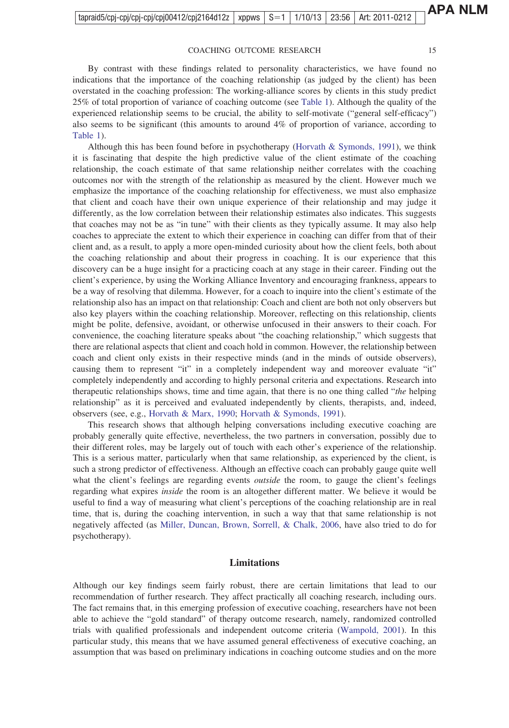By contrast with these findings related to personality characteristics, we have found no indications that the importance of the coaching relationship (as judged by the client) has been overstated in the coaching profession: The working-alliance scores by clients in this study predict 25% of total proportion of variance of coaching outcome (see Table 1). Although the quality of the experienced relationship seems to be crucial, the ability to self-motivate ("general self-efficacy") also seems to be significant (this amounts to around 4% of proportion of variance, according to Table 1).

Although this has been found before in psychotherapy (Horvath & Symonds, 1991), we think it is fascinating that despite the high predictive value of the client estimate of the coaching relationship, the coach estimate of that same relationship neither correlates with the coaching outcomes nor with the strength of the relationship as measured by the client. However much we emphasize the importance of the coaching relationship for effectiveness, we must also emphasize that client and coach have their own unique experience of their relationship and may judge it differently, as the low correlation between their relationship estimates also indicates. This suggests that coaches may not be as "in tune" with their clients as they typically assume. It may also help coaches to appreciate the extent to which their experience in coaching can differ from that of their client and, as a result, to apply a more open-minded curiosity about how the client feels, both about the coaching relationship and about their progress in coaching. It is our experience that this discovery can be a huge insight for a practicing coach at any stage in their career. Finding out the client's experience, by using the Working Alliance Inventory and encouraging frankness, appears to be a way of resolving that dilemma. However, for a coach to inquire into the client's estimate of the relationship also has an impact on that relationship: Coach and client are both not only observers but also key players within the coaching relationship. Moreover, reflecting on this relationship, clients might be polite, defensive, avoidant, or otherwise unfocused in their answers to their coach. For convenience, the coaching literature speaks about "the coaching relationship," which suggests that there are relational aspects that client and coach hold in common. However, the relationship between coach and client only exists in their respective minds (and in the minds of outside observers), causing them to represent "it" in a completely independent way and moreover evaluate "it" completely independently and according to highly personal criteria and expectations. Research into therapeutic relationships shows, time and time again, that there is no one thing called "*the* helping relationship" as it is perceived and evaluated independently by clients, therapists, and, indeed, observers (see, e.g., Horvath & Marx, 1990; Horvath & Symonds, 1991).

This research shows that although helping conversations including executive coaching are probably generally quite effective, nevertheless, the two partners in conversation, possibly due to their different roles, may be largely out of touch with each other's experience of the relationship. This is a serious matter, particularly when that same relationship, as experienced by the client, is such a strong predictor of effectiveness. Although an effective coach can probably gauge quite well what the client's feelings are regarding events *outside* the room, to gauge the client's feelings regarding what expires *inside* the room is an altogether different matter. We believe it would be useful to find a way of measuring what client's perceptions of the coaching relationship are in real time, that is, during the coaching intervention, in such a way that that same relationship is not negatively affected (as Miller, Duncan, Brown, Sorrell, & Chalk, 2006, have also tried to do for psychotherapy).

## Limitations

Although our key findings seem fairly robust, there are certain limitations that lead to our recommendation of further research. They affect practically all coaching research, including ours. The fact remains that, in this emerging profession of executive coaching, researchers have not been able to achieve the "gold standard" of therapy outcome research, namely, randomized controlled trials with qualified professionals and independent outcome criteria (Wampold, 2001). In this particular study, this means that we have assumed general effectiveness of executive coaching, an assumption that was based on preliminary indications in coaching outcome studies and on the more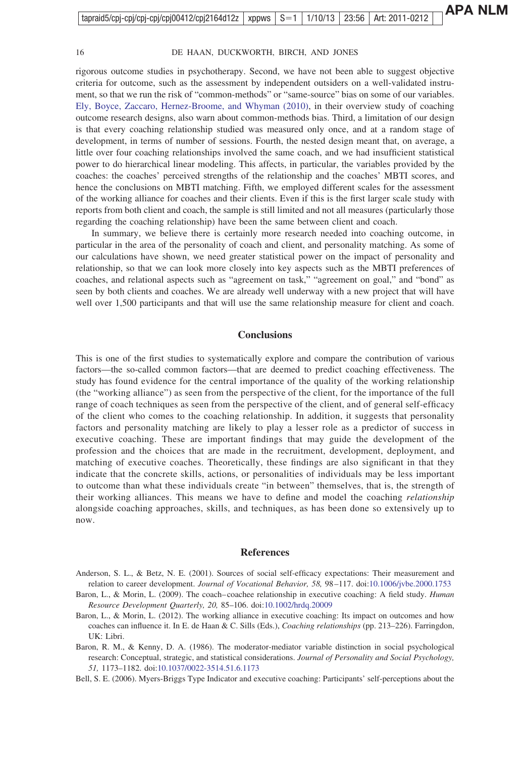rigorous outcome studies in psychotherapy. Second, we have not been able to suggest objective criteria for outcome, such as the assessment by independent outsiders on a well-validated instrument, so that we run the risk of "common-methods" or "same-source" bias on some of our variables. Ely, Boyce, Zaccaro, Hernez-Broome, and Whyman (2010), in their overview study of coaching outcome research designs, also warn about common-methods bias. Third, a limitation of our design is that every coaching relationship studied was measured only once, and at a random stage of development, in terms of number of sessions. Fourth, the nested design meant that, on average, a little over four coaching relationships involved the same coach, and we had insufficient statistical power to do hierarchical linear modeling. This affects, in particular, the variables provided by the coaches: the coaches' perceived strengths of the relationship and the coaches' MBTI scores, and hence the conclusions on MBTI matching. Fifth, we employed different scales for the assessment of the working alliance for coaches and their clients. Even if this is the first larger scale study with reports from both client and coach, the sample is still limited and not all measures (particularly those regarding the coaching relationship) have been the same between client and coach.

In summary, we believe there is certainly more research needed into coaching outcome, in particular in the area of the personality of coach and client, and personality matching. As some of our calculations have shown, we need greater statistical power on the impact of personality and relationship, so that we can look more closely into key aspects such as the MBTI preferences of coaches, and relational aspects such as "agreement on task," "agreement on goal," and "bond" as seen by both clients and coaches. We are already well underway with a new project that will have well over 1,500 participants and that will use the same relationship measure for client and coach.

## Conclusions

This is one of the first studies to systematically explore and compare the contribution of various factors—the so-called common factors—that are deemed to predict coaching effectiveness. The study has found evidence for the central importance of the quality of the working relationship (the "working alliance") as seen from the perspective of the client, for the importance of the full range of coach techniques as seen from the perspective of the client, and of general self-efficacy of the client who comes to the coaching relationship. In addition, it suggests that personality factors and personality matching are likely to play a lesser role as a predictor of success in executive coaching. These are important findings that may guide the development of the profession and the choices that are made in the recruitment, development, deployment, and matching of executive coaches. Theoretically, these findings are also significant in that they indicate that the concrete skills, actions, or personalities of individuals may be less important to outcome than what these individuals create "in between" themselves, that is, the strength of their working alliances. This means we have to define and model the coaching *relationship* alongside coaching approaches, skills, and techniques, as has been done so extensively up to now.

## References

Anderson, S. L., & Betz, N. E. (2001). Sources of social self-efficacy expectations: Their measurement and relation to career development. *Journal of Vocational Behavior, 58,* 98–117. doi:10.1006/jvbe.2000.1753

Baron, L., & Morin, L. (2009). The coach–coachee relationship in executive coaching: A field study. *Human Resource Development Quarterly, 20,* 85–106. doi:10.1002/hrdq.20009

Baron, L., & Morin, L. (2012). The working alliance in executive coaching: Its impact on outcomes and how coaches can influence it. In E. de Haan & C. Sills (Eds.), *Coaching relationships* (pp. 213–226). Farringdon, UK: Libri.

Baron, R. M., & Kenny, D. A. (1986). The moderator-mediator variable distinction in social psychological research: Conceptual, strategic, and statistical considerations. *Journal of Personality and Social Psychology, 51,* 1173–1182. doi:10.1037/0022-3514.51.6.1173

Bell, S. E. (2006). Myers-Briggs Type Indicator and executive coaching: Participants' self-perceptions about the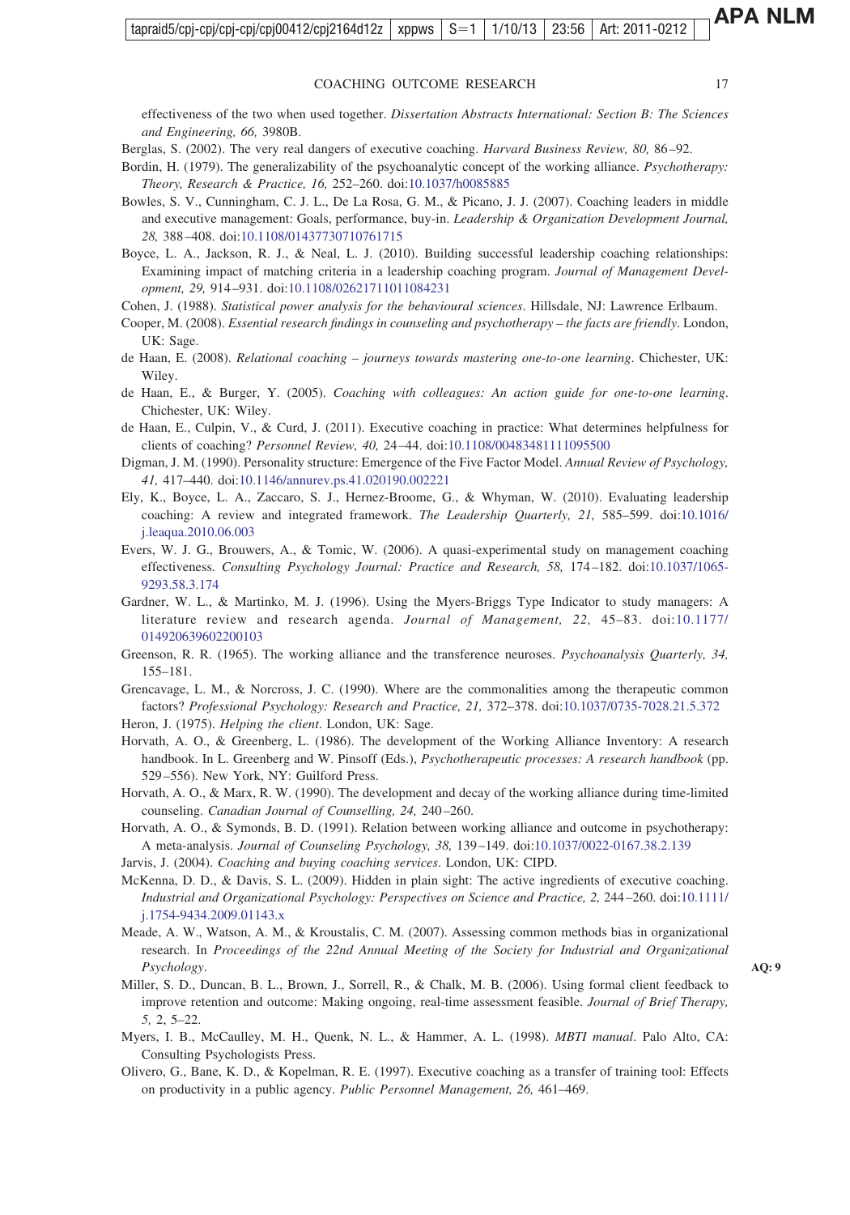effectiveness of the two when used together. *Dissertation Abstracts International: Section B: The Sciences and Engineering, 66,* 3980B.

Berglas, S. (2002). The very real dangers of executive coaching. *Harvard Business Review, 80,* 86–92.

Bordin, H. (1979). The generalizability of the psychoanalytic concept of the working alliance. *Psychotherapy: Theory, Research & Practice, 16,* 252–260. doi:10.1037/h0085885

Bowles, S. V., Cunningham, C. J. L., De La Rosa, G. M., & Picano, J. J. (2007). Coaching leaders in middle and executive management: Goals, performance, buy-in. *Leadership & Organization Development Journal, 28,* 388–408. doi:10.1108/01437730710761715

Boyce, L. A., Jackson, R. J., & Neal, L. J. (2010). Building successful leadership coaching relationships: Examining impact of matching criteria in a leadership coaching program. *Journal of Management Development, 29,* 914–931. doi:10.1108/02621711011084231

Cohen, J. (1988). *Statistical power analysis for the behavioural sciences*. Hillsdale, NJ: Lawrence Erlbaum.

Cooper, M. (2008). *Essential research findings in counseling and psychotherapy – the facts are friendly*. London, UK: Sage.

de Haan, E. (2008). *Relational coaching – journeys towards mastering one-to-one learning*. Chichester, UK: Wiley.

de Haan, E., & Burger, Y. (2005). *Coaching with colleagues: An action guide for one-to-one learning*. Chichester, UK: Wiley.

de Haan, E., Culpin, V., & Curd, J. (2011). Executive coaching in practice: What determines helpfulness for clients of coaching? *Personnel Review, 40,* 24–44. doi:10.1108/00483481111095500

Digman, J. M. (1990). Personality structure: Emergence of the Five Factor Model. *Annual Review of Psychology, 41,* 417–440. doi:10.1146/annurev.ps.41.020190.002221

Ely, K., Boyce, L. A., Zaccaro, S. J., Hernez-Broome, G., & Whyman, W. (2010). Evaluating leadership coaching: A review and integrated framework. *The Leadership Quarterly, 21,* 585–599. doi:10.1016/j.leaqua.2010.06.003

Evers, W. J. G., Brouwers, A., & Tomic, W. (2006). A quasi-experimental study on management coaching effectiveness. *Consulting Psychology Journal: Practice and Research, 58,* 174–182. doi:10.1037/1065-9293.58.3.174

Gardner, W. L., & Martinko, M. J. (1996). Using the Myers-Briggs Type Indicator to study managers: A literature review and research agenda. *Journal of Management, 22,* 45–83. doi:10.1177/014920639602200103

Greenson, R. R. (1965). The working alliance and the transference neuroses. *Psychoanalysis Quarterly, 34,* 155–181.

Grencavage, L. M., & Norcross, J. C. (1990). Where are the commonalities among the therapeutic common factors? *Professional Psychology: Research and Practice, 21,* 372–378. doi:10.1037/0735-7028.21.5.372

Heron, J. (1975). *Helping the client*. London, UK: Sage.

Horvath, A. O., & Greenberg, L. (1986). The development of the Working Alliance Inventory: A research handbook. In L. Greenberg and W. Pinsoff (Eds.), *Psychotherapeutic processes: A research handbook* (pp. 529–556). New York, NY: Guilford Press.

Horvath, A. O., & Marx, R. W. (1990). The development and decay of the working alliance during time-limited counseling. *Canadian Journal of Counselling, 24,* 240–260.

Horvath, A. O., & Symonds, B. D. (1991). Relation between working alliance and outcome in psychotherapy: A meta-analysis. *Journal of Counseling Psychology, 38,* 139–149. doi:10.1037/0022-0167.38.2.139

Jarvis, J. (2004). *Coaching and buying coaching services*. London, UK: CIPD.

McKenna, D. D., & Davis, S. L. (2009). Hidden in plain sight: The active ingredients of executive coaching. *Industrial and Organizational Psychology: Perspectives on Science and Practice, 2,* 244–260. doi:10.1111/j.1754-9434.2009.01143.x

Meade, A. W., Watson, A. M., & Kroustalis, C. M. (2007). Assessing common methods bias in organizational research. In *Proceedings of the 22nd Annual Meeting of the Society for Industrial and Organizational Psychology*.

Miller, S. D., Duncan, B. L., Brown, J., Sorrell, R., & Chalk, M. B. (2006). Using formal client feedback to improve retention and outcome: Making ongoing, real-time assessment feasible. *Journal of Brief Therapy, 5,* 2, 5–22.

Myers, I. B., McCaulley, M. H., Quenk, N. L., & Hammer, A. L. (1998). *MBTI manual*. Palo Alto, CA: Consulting Psychologists Press.

Olivero, G., Bane, K. D., & Kopelman, R. E. (1997). Executive coaching as a transfer of training tool: Effects on productivity in a public agency. *Public Personnel Management, 26,* 461–469.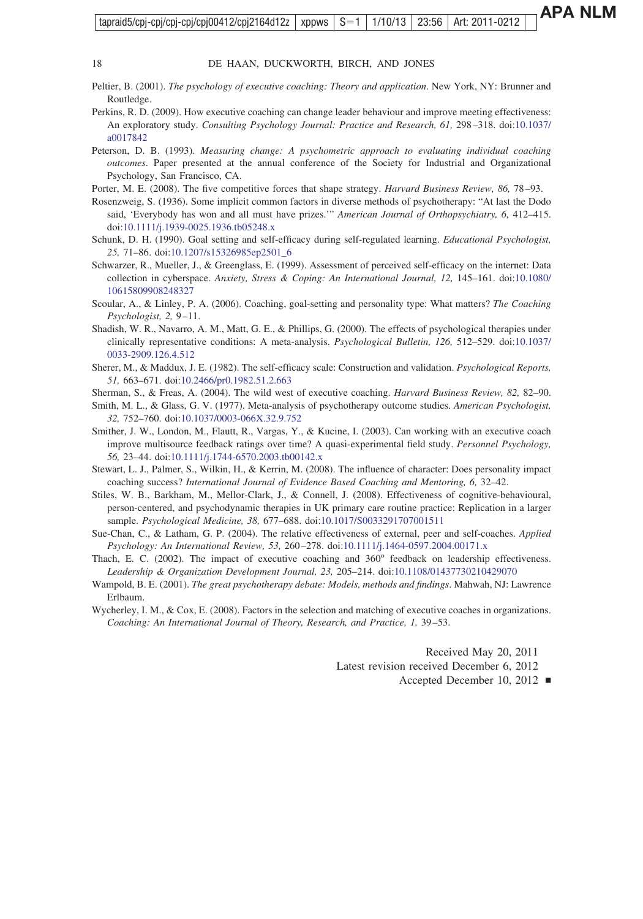Peltier, B. (2001). *The psychology of executive coaching: Theory and application*. New York, NY: Brunner and Routledge.

Perkins, R. D. (2009). How executive coaching can change leader behaviour and improve meeting effectiveness: An exploratory study. *Consulting Psychology Journal: Practice and Research, 61,* 298–318. doi:10.1037/a0017842

Peterson, D. B. (1993). *Measuring change: A psychometric approach to evaluating individual coaching outcomes*. Paper presented at the annual conference of the Society for Industrial and Organizational Psychology, San Francisco, CA.

Porter, M. E. (2008). The five competitive forces that shape strategy. *Harvard Business Review, 86,* 78–93.

Rosenzweig, S. (1936). Some implicit common factors in diverse methods of psychotherapy: "At last the Dodo said, 'Everybody has won and all must have prizes.'" *American Journal of Orthopsychiatry, 6,* 412–415. doi:10.1111/j.1939-0025.1936.tb05248.x

Schunk, D. H. (1990). Goal setting and self-efficacy during self-regulated learning. *Educational Psychologist, 25,* 71–86. doi:10.1207/s15326985ep2501_6

Schwarzer, R., Mueller, J., & Greenglass, E. (1999). Assessment of perceived self-efficacy on the internet: Data collection in cyberspace. *Anxiety, Stress & Coping: An International Journal, 12,* 145–161. doi:10.1080/10615809908248327

Scoular, A., & Linley, P. A. (2006). Coaching, goal-setting and personality type: What matters? *The Coaching Psychologist, 2,* 9–11.

Shadish, W. R., Navarro, A. M., Matt, G. E., & Phillips, G. (2000). The effects of psychological therapies under clinically representative conditions: A meta-analysis. *Psychological Bulletin, 126,* 512–529. doi:10.1037/0033-2909.126.4.512

Sherer, M., & Maddux, J. E. (1982). The self-efficacy scale: Construction and validation. *Psychological Reports, 51,* 663–671. doi:10.2466/pr0.1982.51.2.663

Sherman, S., & Freas, A. (2004). The wild west of executive coaching. *Harvard Business Review, 82,* 82–90.

Smith, M. L., & Glass, G. V. (1977). Meta-analysis of psychotherapy outcome studies. *American Psychologist, 32,* 752–760. doi:10.1037/0003-066X.32.9.752

Smither, J. W., London, M., Flautt, R., Vargas, Y., & Kucine, I. (2003). Can working with an executive coach improve multisource feedback ratings over time? A quasi-experimental field study. *Personnel Psychology, 56,* 23–44. doi:10.1111/j.1744-6570.2003.tb00142.x

Stewart, L. J., Palmer, S., Wilkin, H., & Kerrin, M. (2008). The influence of character: Does personality impact coaching success? *International Journal of Evidence Based Coaching and Mentoring, 6,* 32–42.

Stiles, W. B., Barkham, M., Mellor-Clark, J., & Connell, J. (2008). Effectiveness of cognitive-behavioural, person-centered, and psychodynamic therapies in UK primary care routine practice: Replication in a larger sample. *Psychological Medicine, 38,* 677–688. doi:10.1017/S0033291707001511

Sue-Chan, C., & Latham, G. P. (2004). The relative effectiveness of external, peer and self-coaches. *Applied Psychology: An International Review, 53,* 260–278. doi:10.1111/j.1464-0597.2004.00171.x

Thach, E. C. (2002). The impact of executive coaching and 360º feedback on leadership effectiveness. *Leadership & Organization Development Journal, 23,* 205–214. doi:10.1108/01437730210429070

Wampold, B. E. (2001). *The great psychotherapy debate: Models, methods and findings*. Mahwah, NJ: Lawrence Erlbaum.

Wycherley, I. M., & Cox, E. (2008). Factors in the selection and matching of executive coaches in organizations. *Coaching: An International Journal of Theory, Research, and Practice, 1,* 39–53.

Received May 20, 2011
Latest revision received December 6, 2012
Accepted December 10, 2012 ■